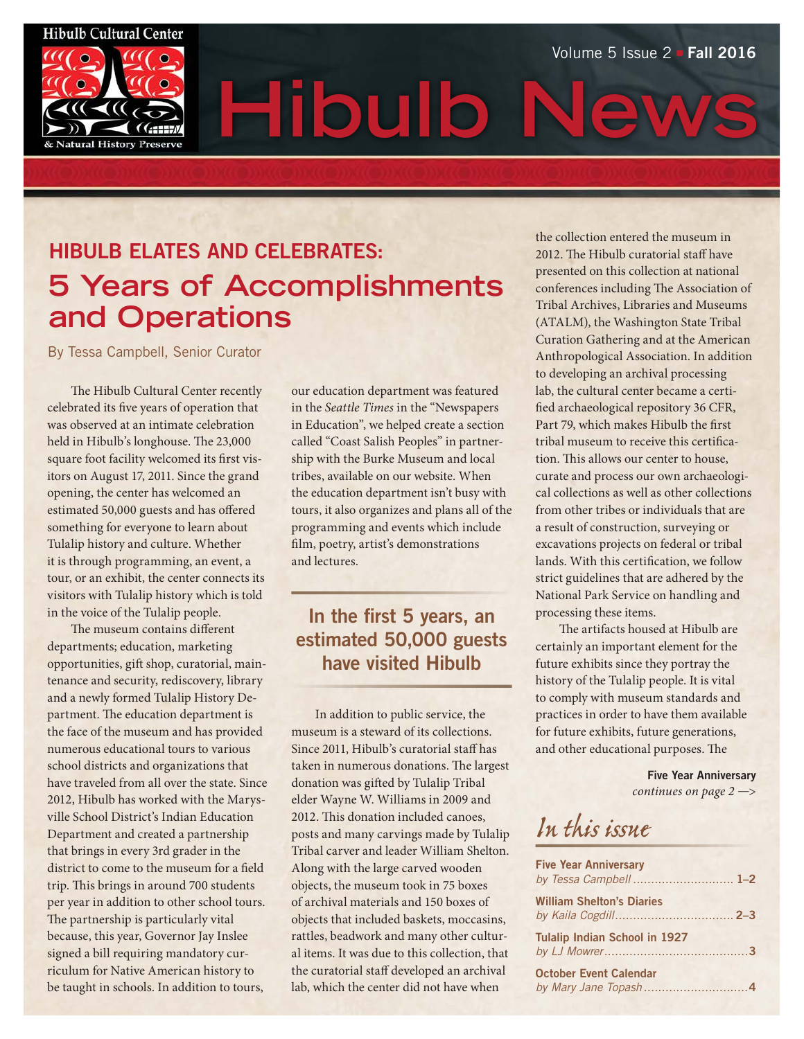Hibulb Cultural Center & Natural History Preserve

Volume 5 Issue 2 • **Fall 2016**

# Hibulb News

## HIBULB ELATES AND CELEBRATES: 5 Years of Accomplishments and Operations

By Tessa Campbell, Senior Curator

The Hibulb Cultural Center recently celebrated its five years of operation that was observed at an intimate celebration held in Hibulb's longhouse. The 23,000 square foot facility welcomed its first visitors on August 17, 2011. Since the grand opening, the center has welcomed an estimated 50,000 guests and has offered something for everyone to learn about Tulalip history and culture. Whether it is through programming, an event, a tour, or an exhibit, the center connects its visitors with Tulalip history which is told in the voice of the Tulalip people.

The museum contains different departments; education, marketing opportunities, gift shop, curatorial, maintenance and security, rediscovery, library and a newly formed Tulalip History Department. The education department is the face of the museum and has provided numerous educational tours to various school districts and organizations that have traveled from all over the state. Since 2012, Hibulb has worked with the Marysville School District's Indian Education Department and created a partnership that brings in every 3rd grader in the district to come to the museum for a field trip. This brings in around 700 students per year in addition to other school tours. The partnership is particularly vital because, this year, Governor Jay Inslee signed a bill requiring mandatory curriculum for Native American history to be taught in schools. In addition to tours, our education department was featured in the *Seattle Times* in the "Newspapers in Education", we helped create a section called "Coast Salish Peoples" in partnership with the Burke Museum and local tribes, available on our website. When the education department isn't busy with tours, it also organizes and plans all of the programming and events which include film, poetry, artist's demonstrations and lectures.

> **In the first 5 years, an estimated 50,000 guests have visited Hibulb**

In addition to public service, the museum is a steward of its collections. Since 2011, Hibulb's curatorial staff has taken in numerous donations. The largest donation was gifted by Tulalip Tribal elder Wayne W. Williams in 2009 and 2012. This donation included canoes, posts and many carvings made by Tulalip Tribal carver and leader William Shelton. Along with the large carved wooden objects, the museum took in 75 boxes of archival materials and 150 boxes of objects that included baskets, moccasins, rattles, beadwork and many other cultural items. It was due to this collection, that the curatorial staff developed an archival lab, which the center did not have when the collection entered the museum in 2012. The Hibulb curatorial staff have presented on this collection at national conferences including The Association of Tribal Archives, Libraries and Museums (ATALM), the Washington State Tribal Curation Gathering and at the American Anthropological Association. In addition to developing an archival processing lab, the cultural center became a certified archaeological repository 36 CFR, Part 79, which makes Hibulb the first tribal museum to receive this certification. This allows our center to house, curate and process our own archaeological collections as well as other collections from other tribes or individuals that are a result of construction, surveying or excavations projects on federal or tribal lands. With this certification, we follow strict guidelines that are adhered by the National Park Service on handling and processing these items.

The artifacts housed at Hibulb are certainly an important element for the future exhibits since they portray the history of the Tulalip people. It is vital to comply with museum standards and practices in order to have them available for future exhibits, future generations, and other educational purposes. The

**Five Year Anniversary**
*continues on page 2 —>*

### *In this issue*

**Five Year Anniversary**
*by Tessa Campbell* ............ 1–2

**William Shelton's Diaries**
*by Kaila Cogdill* ............ 2–3

**Tulalip Indian School in 1927**
*by LJ Mowrer* ............ 3

**October Event Calendar**
*by Mary Jane Topash* ............ 4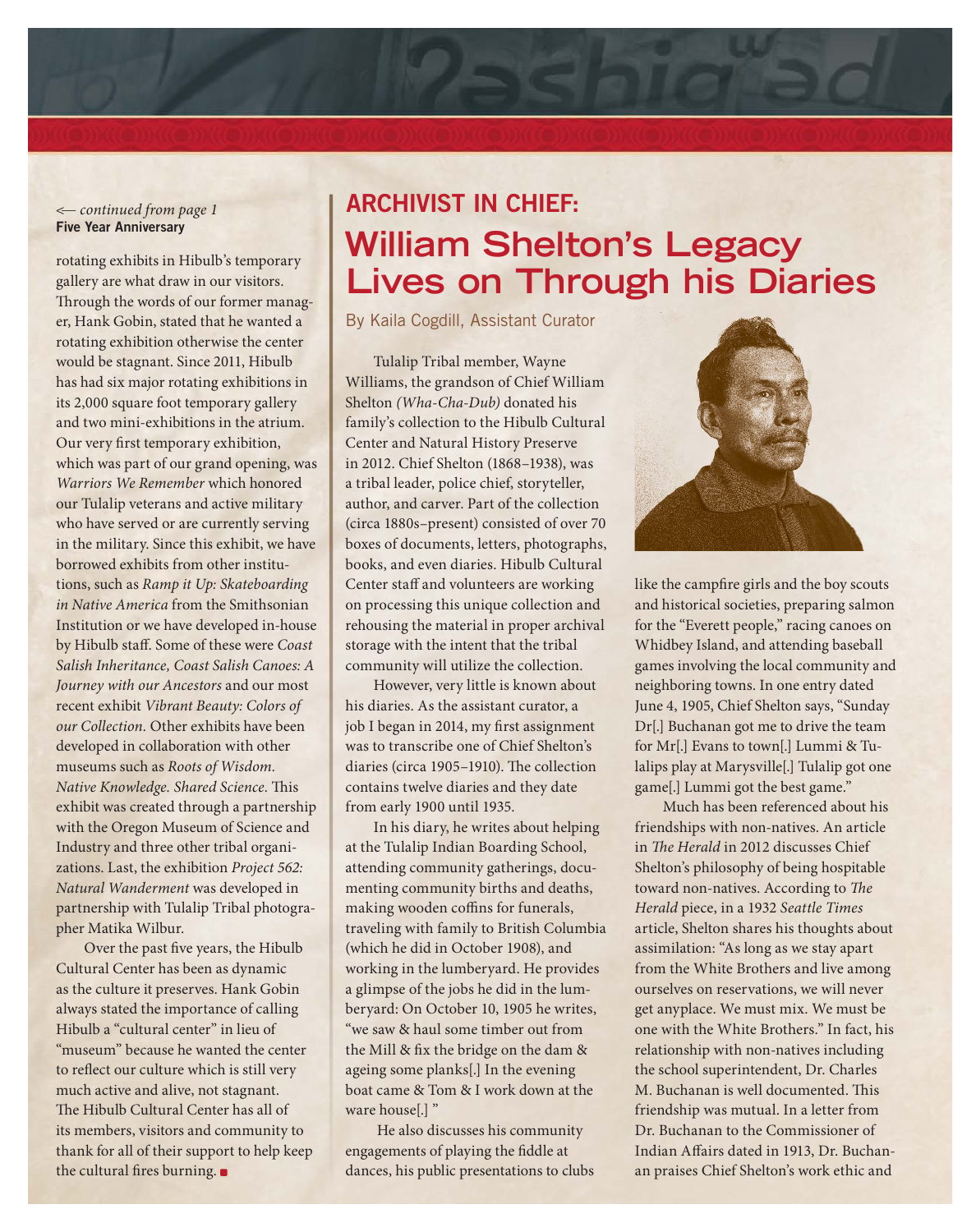← *continued from page 1*
**Five Year Anniversary**

rotating exhibits in Hibulb's temporary gallery are what draw in our visitors. Through the words of our former manager, Hank Gobin, stated that he wanted a rotating exhibition otherwise the center would be stagnant. Since 2011, Hibulb has had six major rotating exhibitions in its 2,000 square foot temporary gallery and two mini-exhibitions in the atrium. Our very first temporary exhibition, which was part of our grand opening, was *Warriors We Remember* which honored our Tulalip veterans and active military who have served or are currently serving in the military. Since this exhibit, we have borrowed exhibits from other institutions, such as *Ramp it Up: Skateboarding in Native America* from the Smithsonian Institution or we have developed in-house by Hibulb staff. Some of these were *Coast Salish Inheritance, Coast Salish Canoes: A Journey with our Ancestors* and our most recent exhibit *Vibrant Beauty: Colors of our Collection.* Other exhibits have been developed in collaboration with other museums such as *Roots of Wisdom. Native Knowledge. Shared Science.* This exhibit was created through a partnership with the Oregon Museum of Science and Industry and three other tribal organizations. Last, the exhibition *Project 562: Natural Wanderment* was developed in partnership with Tulalip Tribal photographer Matika Wilbur.

Over the past five years, the Hibulb Cultural Center has been as dynamic as the culture it preserves. Hank Gobin always stated the importance of calling Hibulb a "cultural center" in lieu of "museum" because he wanted the center to reflect our culture which is still very much active and alive, not stagnant. The Hibulb Cultural Center has all of its members, visitors and community to thank for all of their support to help keep the cultural fires burning.

## ARCHIVIST IN CHIEF:
# William Shelton's Legacy Lives on Through his Diaries

By Kaila Cogdill, Assistant Curator

Tulalip Tribal member, Wayne Williams, the grandson of Chief William Shelton *(Wha-Cha-Dub)* donated his family's collection to the Hibulb Cultural Center and Natural History Preserve in 2012. Chief Shelton (1868–1938), was a tribal leader, police chief, storyteller, author, and carver. Part of the collection (circa 1880s–present) consisted of over 70 boxes of documents, letters, photographs, books, and even diaries. Hibulb Cultural Center staff and volunteers are working on processing this unique collection and rehousing the material in proper archival storage with the intent that the tribal community will utilize the collection.

However, very little is known about his diaries. As the assistant curator, a job I began in 2014, my first assignment was to transcribe one of Chief Shelton's diaries (circa 1905–1910). The collection contains twelve diaries and they date from early 1900 until 1935.

In his diary, he writes about helping at the Tulalip Indian Boarding School, attending community gatherings, documenting community births and deaths, making wooden coffins for funerals, traveling with family to British Columbia (which he did in October 1908), and working in the lumberyard. He provides a glimpse of the jobs he did in the lumberyard: On October 10, 1905 he writes, "we saw & haul some timber out from the Mill & fix the bridge on the dam & ageing some planks[.] In the evening boat came & Tom & I work down at the ware house[.] "

He also discusses his community engagements of playing the fiddle at dances, his public presentations to clubs like the campfire girls and the boy scouts and historical societies, preparing salmon for the "Everett people," racing canoes on Whidbey Island, and attending baseball games involving the local community and neighboring towns. In one entry dated June 4, 1905, Chief Shelton says, "Sunday Dr[.] Buchanan got me to drive the team for Mr[.] Evans to town[.] Lummi & Tulalips play at Marysville[.] Tulalip got one game[.] Lummi got the best game."

Much has been referenced about his friendships with non-natives. An article in *The Herald* in 2012 discusses Chief Shelton's philosophy of being hospitable toward non-natives. According to *The Herald* piece, in a 1932 *Seattle Times* article, Shelton shares his thoughts about assimilation: "As long as we stay apart from the White Brothers and live among ourselves on reservations, we will never get anyplace. We must mix. We must be one with the White Brothers." In fact, his relationship with non-natives including the school superintendent, Dr. Charles M. Buchanan is well documented. This friendship was mutual. In a letter from Dr. Buchanan to the Commissioner of Indian Affairs dated in 1913, Dr. Buchanan praises Chief Shelton's work ethic and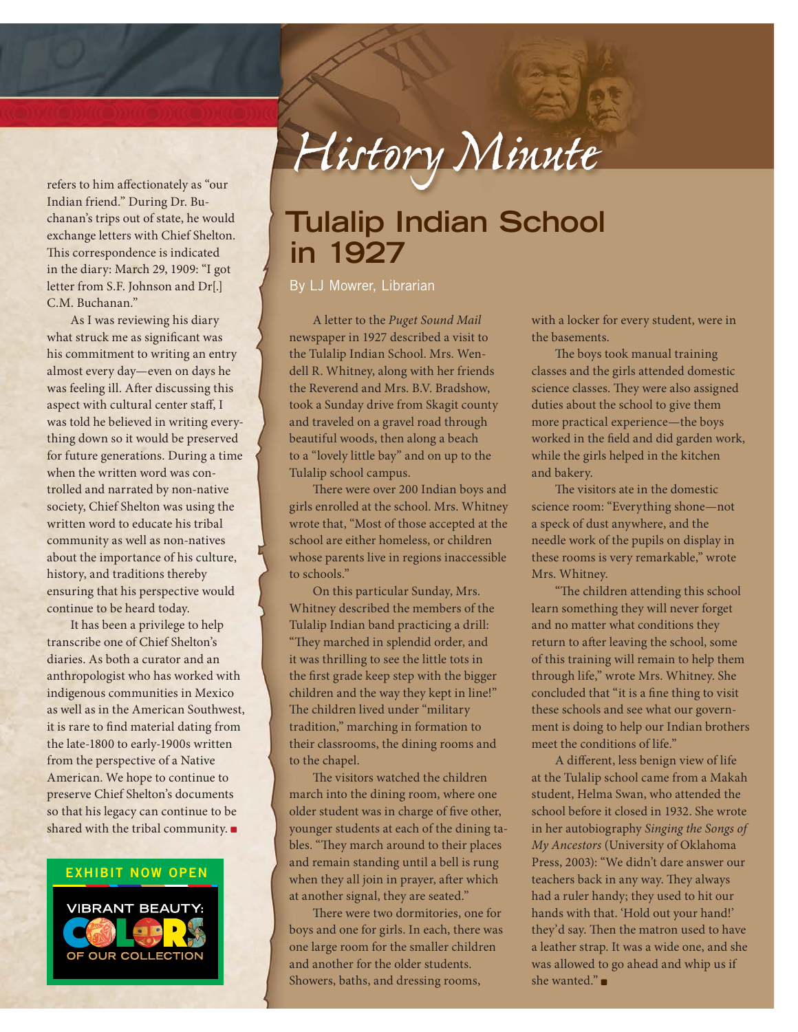refers to him affectionately as "our Indian friend." During Dr. Buchanan's trips out of state, he would exchange letters with Chief Shelton. This correspondence is indicated in the diary: March 29, 1909: "I got letter from S.F. Johnson and Dr[.] C.M. Buchanan."

As I was reviewing his diary what struck me as significant was his commitment to writing an entry almost every day—even on days he was feeling ill. After discussing this aspect with cultural center staff, I was told he believed in writing everything down so it would be preserved for future generations. During a time when the written word was controlled and narrated by non-native society, Chief Shelton was using the written word to educate his tribal community as well as non-natives about the importance of his culture, history, and traditions thereby ensuring that his perspective would continue to be heard today.

It has been a privilege to help transcribe one of Chief Shelton's diaries. As both a curator and an anthropologist who has worked with indigenous communities in Mexico as well as in the American Southwest, it is rare to find material dating from the late-1800 to early-1900s written from the perspective of a Native American. We hope to continue to preserve Chief Shelton's documents so that his legacy can continue to be shared with the tribal community. ■

**EXHIBIT NOW OPEN**

VIBRANT BEAUTY: COLORS OF OUR COLLECTION

# History Minute

## Tulalip Indian School in 1927

By LJ Mowrer, Librarian

A letter to the *Puget Sound Mail* newspaper in 1927 described a visit to the Tulalip Indian School. Mrs. Wendell R. Whitney, along with her friends the Reverend and Mrs. B.V. Bradshow, took a Sunday drive from Skagit county and traveled on a gravel road through beautiful woods, then along a beach to a "lovely little bay" and on up to the Tulalip school campus.

There were over 200 Indian boys and girls enrolled at the school. Mrs. Whitney wrote that, "Most of those accepted at the school are either homeless, or children whose parents live in regions inaccessible to schools."

On this particular Sunday, Mrs. Whitney described the members of the Tulalip Indian band practicing a drill: "They marched in splendid order, and it was thrilling to see the little tots in the first grade keep step with the bigger children and the way they kept in line!" The children lived under "military tradition," marching in formation to their classrooms, the dining rooms and to the chapel.

The visitors watched the children march into the dining room, where one older student was in charge of five other, younger students at each of the dining tables. "They march around to their places and remain standing until a bell is rung when they all join in prayer, after which at another signal, they are seated."

There were two dormitories, one for boys and one for girls. In each, there was one large room for the smaller children and another for the older students. Showers, baths, and dressing rooms, with a locker for every student, were in the basements.

The boys took manual training classes and the girls attended domestic science classes. They were also assigned duties about the school to give them more practical experience—the boys worked in the field and did garden work, while the girls helped in the kitchen and bakery.

The visitors ate in the domestic science room: "Everything shone—not a speck of dust anywhere, and the needle work of the pupils on display in these rooms is very remarkable," wrote Mrs. Whitney.

"The children attending this school learn something they will never forget and no matter what conditions they return to after leaving the school, some of this training will remain to help them through life," wrote Mrs. Whitney. She concluded that "it is a fine thing to visit these schools and see what our government is doing to help our Indian brothers meet the conditions of life."

A different, less benign view of life at the Tulalip school came from a Makah student, Helma Swan, who attended the school before it closed in 1932. She wrote in her autobiography *Singing the Songs of My Ancestors* (University of Oklahoma Press, 2003): "We didn't dare answer our teachers back in any way. They always had a ruler handy; they used to hit our hands with that. 'Hold out your hand!' they'd say. Then the matron used to have a leather strap. It was a wide one, and she was allowed to go ahead and whip us if she wanted." ■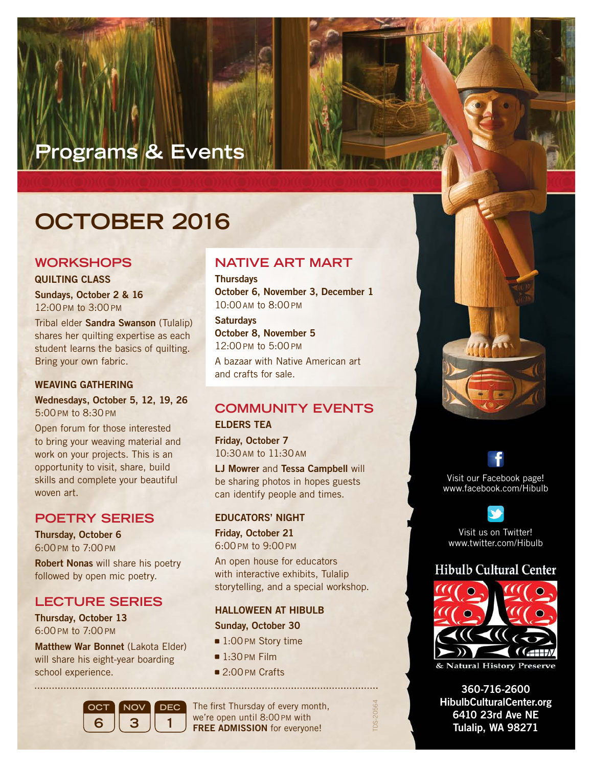# Programs & Events

## OCTOBER 2016

### WORKSHOPS

**QUILTING CLASS**

**Sundays, October 2 & 16**
12:00 PM to 3:00 PM

Tribal elder **Sandra Swanson** (Tulalip) shares her quilting expertise as each student learns the basics of quilting. Bring your own fabric.

**WEAVING GATHERING**

**Wednesdays, October 5, 12, 19, 26**
5:00 PM to 8:30 PM

Open forum for those interested to bring your weaving material and work on your projects. This is an opportunity to visit, share, build skills and complete your beautiful woven art.

### POETRY SERIES

**Thursday, October 6**
6:00 PM to 7:00 PM

**Robert Nonas** will share his poetry followed by open mic poetry.

### LECTURE SERIES

**Thursday, October 13**
6:00 PM to 7:00 PM

**Matthew War Bonnet** (Lakota Elder) will share his eight-year boarding school experience.

### NATIVE ART MART

**Thursdays**
**October 6, November 3, December 1**
10:00 AM to 8:00 PM

**Saturdays**
**October 8, November 5**
12:00 PM to 5:00 PM

A bazaar with Native American art and crafts for sale.

### COMMUNITY EVENTS

**ELDERS TEA**

**Friday, October 7**
10:30 AM to 11:30 AM

**LJ Mowrer** and **Tessa Campbell** will be sharing photos in hopes guests can identify people and times.

**EDUCATORS' NIGHT**

**Friday, October 21**
6:00 PM to 9:00 PM

An open house for educators with interactive exhibits, Tulalip storytelling, and a special workshop.

**HALLOWEEN AT HIBULB**

**Sunday, October 30**

- 1:00 PM Story time
- 1:30 PM Film
- 2:00 PM Crafts

OCT 6 | NOV 3 | DEC 1

The first Thursday of every month, we're open until 8:00 PM with **FREE ADMISSION** for everyone!

TDS-20564

Visit our Facebook page!
www.facebook.com/Hibulb

Visit us on Twitter!
www.twitter.com/Hibulb

Hibulb Cultural Center
& Natural History Preserve

**360-716-2600**
**HibulbCulturalCenter.org**
**6410 23rd Ave NE**
**Tulalip, WA 98271**